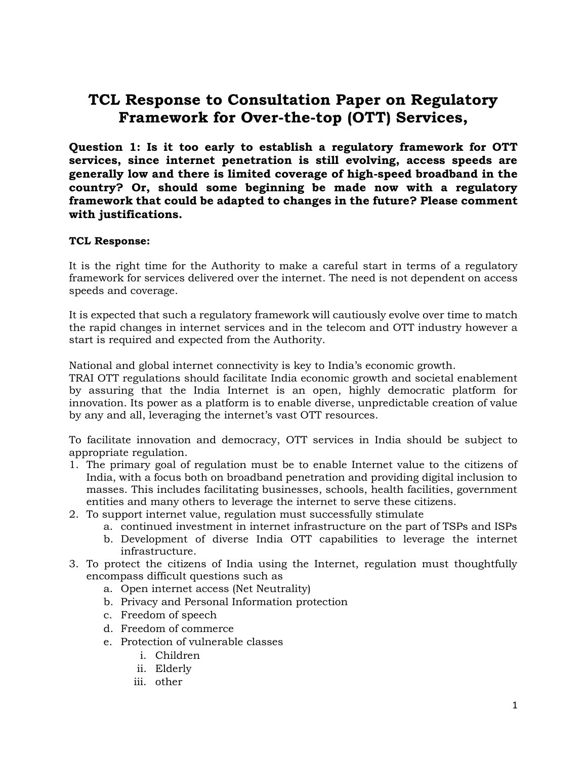# TCL Response to Consultation Paper on Regulatory Framework for Over-the-top (OTT) Services,

**Question 1: Is it too early to establish a regulatory framework for OTT services, since internet penetration is still evolving, access speeds are generally low and there is limited coverage of high-speed broadband in the country? Or, should some beginning be made now with a regulatory framework that could be adapted to changes in the future? Please comment with justifications.**

**TCL Response:**

It is the right time for the Authority to make a careful start in terms of a regulatory framework for services delivered over the internet. The need is not dependent on access speeds and coverage.

It is expected that such a regulatory framework will cautiously evolve over time to match the rapid changes in internet services and in the telecom and OTT industry however a start is required and expected from the Authority.

National and global internet connectivity is key to India's economic growth.
TRAI OTT regulations should facilitate India economic growth and societal enablement by assuring that the India Internet is an open, highly democratic platform for innovation. Its power as a platform is to enable diverse, unpredictable creation of value by any and all, leveraging the internet's vast OTT resources.

To facilitate innovation and democracy, OTT services in India should be subject to appropriate regulation.

1. The primary goal of regulation must be to enable Internet value to the citizens of India, with a focus both on broadband penetration and providing digital inclusion to masses. This includes facilitating businesses, schools, health facilities, government entities and many others to leverage the internet to serve these citizens.
2. To support internet value, regulation must successfully stimulate
   a. continued investment in internet infrastructure on the part of TSPs and ISPs
   b. Development of diverse India OTT capabilities to leverage the internet infrastructure.
3. To protect the citizens of India using the Internet, regulation must thoughtfully encompass difficult questions such as
   a. Open internet access (Net Neutrality)
   b. Privacy and Personal Information protection
   c. Freedom of speech
   d. Freedom of commerce
   e. Protection of vulnerable classes
      i. Children
      ii. Elderly
      iii. other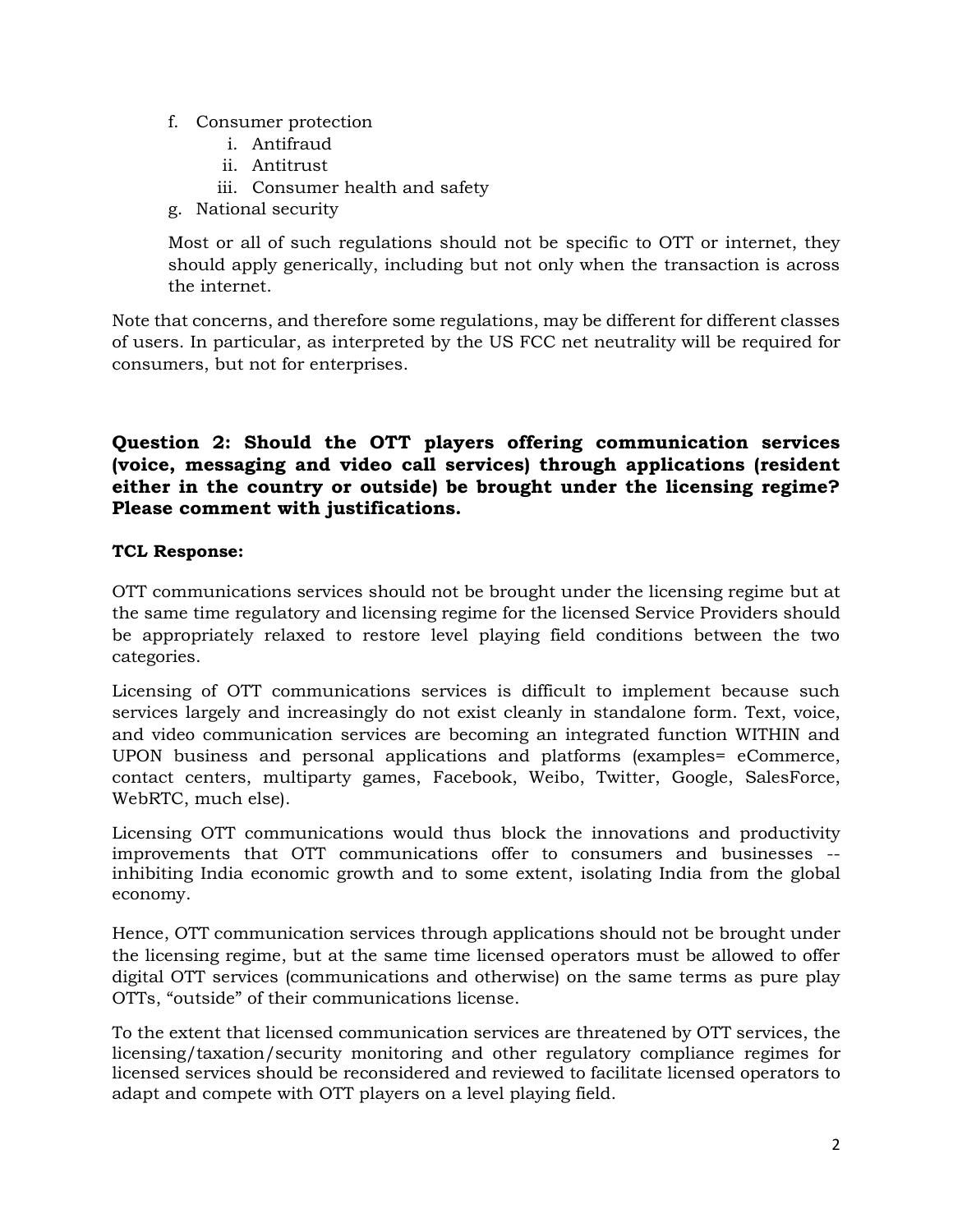f. Consumer protection
    i. Antifraud
    ii. Antitrust
    iii. Consumer health and safety
g. National security

Most or all of such regulations should not be specific to OTT or internet, they should apply generically, including but not only when the transaction is across the internet.

Note that concerns, and therefore some regulations, may be different for different classes of users. In particular, as interpreted by the US FCC net neutrality will be required for consumers, but not for enterprises.

**Question 2: Should the OTT players offering communication services (voice, messaging and video call services) through applications (resident either in the country or outside) be brought under the licensing regime? Please comment with justifications.**

**TCL Response:**

OTT communications services should not be brought under the licensing regime but at the same time regulatory and licensing regime for the licensed Service Providers should be appropriately relaxed to restore level playing field conditions between the two categories.

Licensing of OTT communications services is difficult to implement because such services largely and increasingly do not exist cleanly in standalone form. Text, voice, and video communication services are becoming an integrated function WITHIN and UPON business and personal applications and platforms (examples= eCommerce, contact centers, multiparty games, Facebook, Weibo, Twitter, Google, SalesForce, WebRTC, much else).

Licensing OTT communications would thus block the innovations and productivity improvements that OTT communications offer to consumers and businesses -- inhibiting India economic growth and to some extent, isolating India from the global economy.

Hence, OTT communication services through applications should not be brought under the licensing regime, but at the same time licensed operators must be allowed to offer digital OTT services (communications and otherwise) on the same terms as pure play OTTs, "outside" of their communications license.

To the extent that licensed communication services are threatened by OTT services, the licensing/taxation/security monitoring and other regulatory compliance regimes for licensed services should be reconsidered and reviewed to facilitate licensed operators to adapt and compete with OTT players on a level playing field.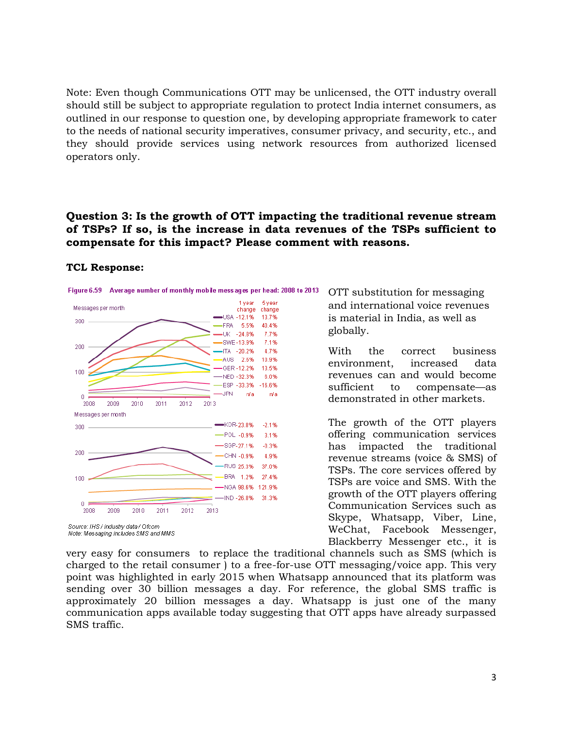Note: Even though Communications OTT may be unlicensed, the OTT industry overall should still be subject to appropriate regulation to protect India internet consumers, as outlined in our response to question one, by developing appropriate framework to cater to the needs of national security imperatives, consumer privacy, and security, etc., and they should provide services using network resources from authorized licensed operators only.

**Question 3: Is the growth of OTT impacting the traditional revenue stream of TSPs? If so, is the increase in data revenues of the TSPs sufficient to compensate for this impact? Please comment with reasons.**

**TCL Response:**

Figure 6.59 Average number of monthly mobile messages per head: 2008 to 2013

| Country | 1 year change | 5 year change |
|---|---|---|
| USA | -12.1% | 13.7% |
| FRA | 5.5% | 40.4% |
| UK | -24.8% | 7.7% |
| SWE | -13.9% | 7.1% |
| ITA | -20.2% | 4.7% |
| AUS | 2.6% | 10.9% |
| GER | -12.2% | 13.5% |
| NED | -32.3% | 6.0% |
| ESP | -33.3% | -16.6% |
| JPN | n/a | n/a |
| KOR | -23.8% | -2.1% |
| POL | -0.9% | 3.1% |
| SGP | -27.1% | -0.3% |
| CHN | -0.9% | 4.9% |
| RUS | 25.3% | 37.0% |
| BRA | 1.2% | 27.4% |
| NGA | 98.6% | 121.9% |
| IND | -26.8% | 31.3% |

Source: IHS / industry data / Ofcom
Note: Messaging includes SMS and MMS

OTT substitution for messaging and international voice revenues is material in India, as well as globally.

With the correct business environment, increased data revenues can and would become sufficient to compensate—as demonstrated in other markets.

The growth of the OTT players offering communication services has impacted the traditional revenue streams (voice & SMS) of TSPs. The core services offered by TSPs are voice and SMS. With the growth of the OTT players offering Communication Services such as Skype, Whatsapp, Viber, Line, WeChat, Facebook Messenger, Blackberry Messenger etc., it is very easy for consumers to replace the traditional channels such as SMS (which is charged to the retail consumer ) to a free-for-use OTT messaging/voice app. This very point was highlighted in early 2015 when Whatsapp announced that its platform was sending over 30 billion messages a day. For reference, the global SMS traffic is approximately 20 billion messages a day. Whatsapp is just one of the many communication apps available today suggesting that OTT apps have already surpassed SMS traffic.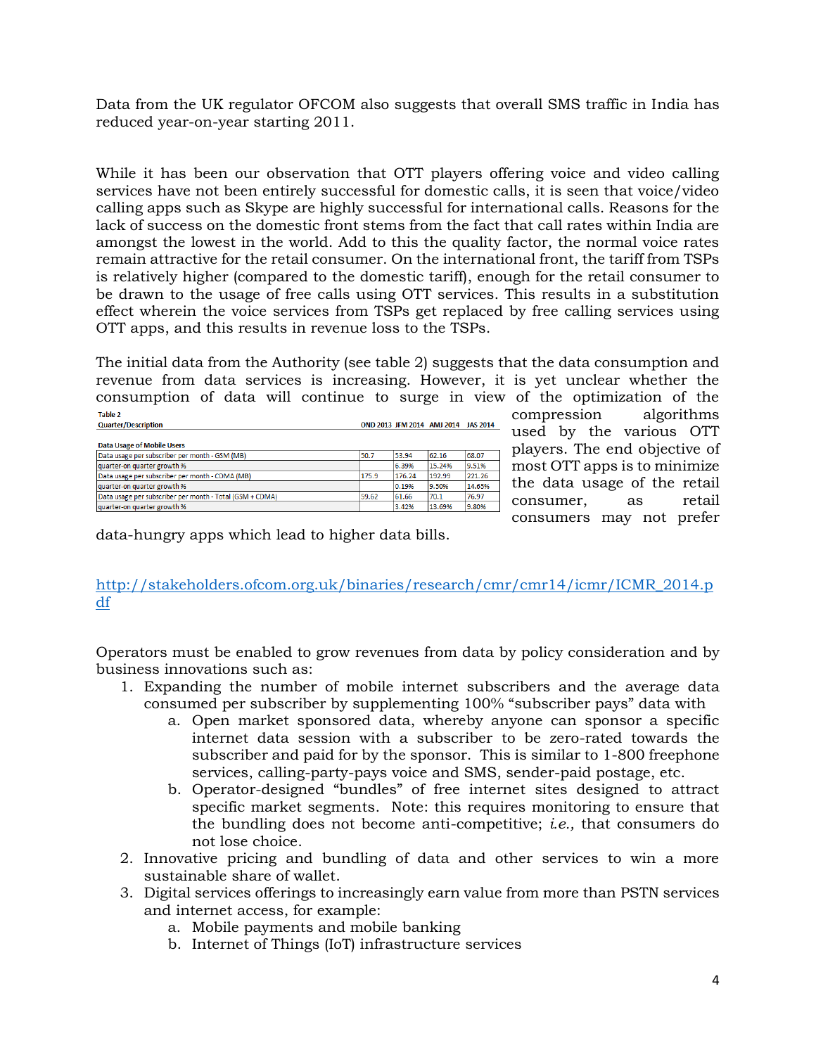Data from the UK regulator OFCOM also suggests that overall SMS traffic in India has reduced year-on-year starting 2011.

While it has been our observation that OTT players offering voice and video calling services have not been entirely successful for domestic calls, it is seen that voice/video calling apps such as Skype are highly successful for international calls. Reasons for the lack of success on the domestic front stems from the fact that call rates within India are amongst the lowest in the world. Add to this the quality factor, the normal voice rates remain attractive for the retail consumer. On the international front, the tariff from TSPs is relatively higher (compared to the domestic tariff), enough for the retail consumer to be drawn to the usage of free calls using OTT services. This results in a substitution effect wherein the voice services from TSPs get replaced by free calling services using OTT apps, and this results in revenue loss to the TSPs.

The initial data from the Authority (see table 2) suggests that the data consumption and revenue from data services is increasing. However, it is yet unclear whether the consumption of data will continue to surge in view of the optimization of the compression algorithms used by the various OTT players. The end objective of most OTT apps is to minimize the data usage of the retail consumer, as retail consumers may not prefer data-hungry apps which lead to higher data bills.

Table 2

| Quarter/Description | OND 2013 | JFM 2014 | AMJ 2014 | JAS 2014 |
|---|---|---|---|---|
| **Data Usage of Mobile Users** | | | | |
| Data usage per subscriber per month - GSM (MB) | 50.7 | 53.94 | 62.16 | 68.07 |
| quarter-on quarter growth % | | 6.39% | 15.24% | 9.51% |
| Data usage per subscriber per month - CDMA (MB) | 175.9 | 176.24 | 192.99 | 221.26 |
| quarter-on quarter growth % | | 0.19% | 9.50% | 14.65% |
| Data usage per subscriber per month - Total (GSM + CDMA) | 59.62 | 61.66 | 70.1 | 76.97 |
| quarter-on quarter growth % | | 3.42% | 13.69% | 9.80% |

[http://stakeholders.ofcom.org.uk/binaries/research/cmr/cmr14/icmr/ICMR_2014.pdf](http://stakeholders.ofcom.org.uk/binaries/research/cmr/cmr14/icmr/ICMR_2014.pdf)

Operators must be enabled to grow revenues from data by policy consideration and by business innovations such as:

1. Expanding the number of mobile internet subscribers and the average data consumed per subscriber by supplementing 100% "subscriber pays" data with
   a. Open market sponsored data, whereby anyone can sponsor a specific internet data session with a subscriber to be zero-rated towards the subscriber and paid for by the sponsor. This is similar to 1-800 freephone services, calling-party-pays voice and SMS, sender-paid postage, etc.
   b. Operator-designed "bundles" of free internet sites designed to attract specific market segments. Note: this requires monitoring to ensure that the bundling does not become anti-competitive; *i.e.,* that consumers do not lose choice.
2. Innovative pricing and bundling of data and other services to win a more sustainable share of wallet.
3. Digital services offerings to increasingly earn value from more than PSTN services and internet access, for example:
   a. Mobile payments and mobile banking
   b. Internet of Things (IoT) infrastructure services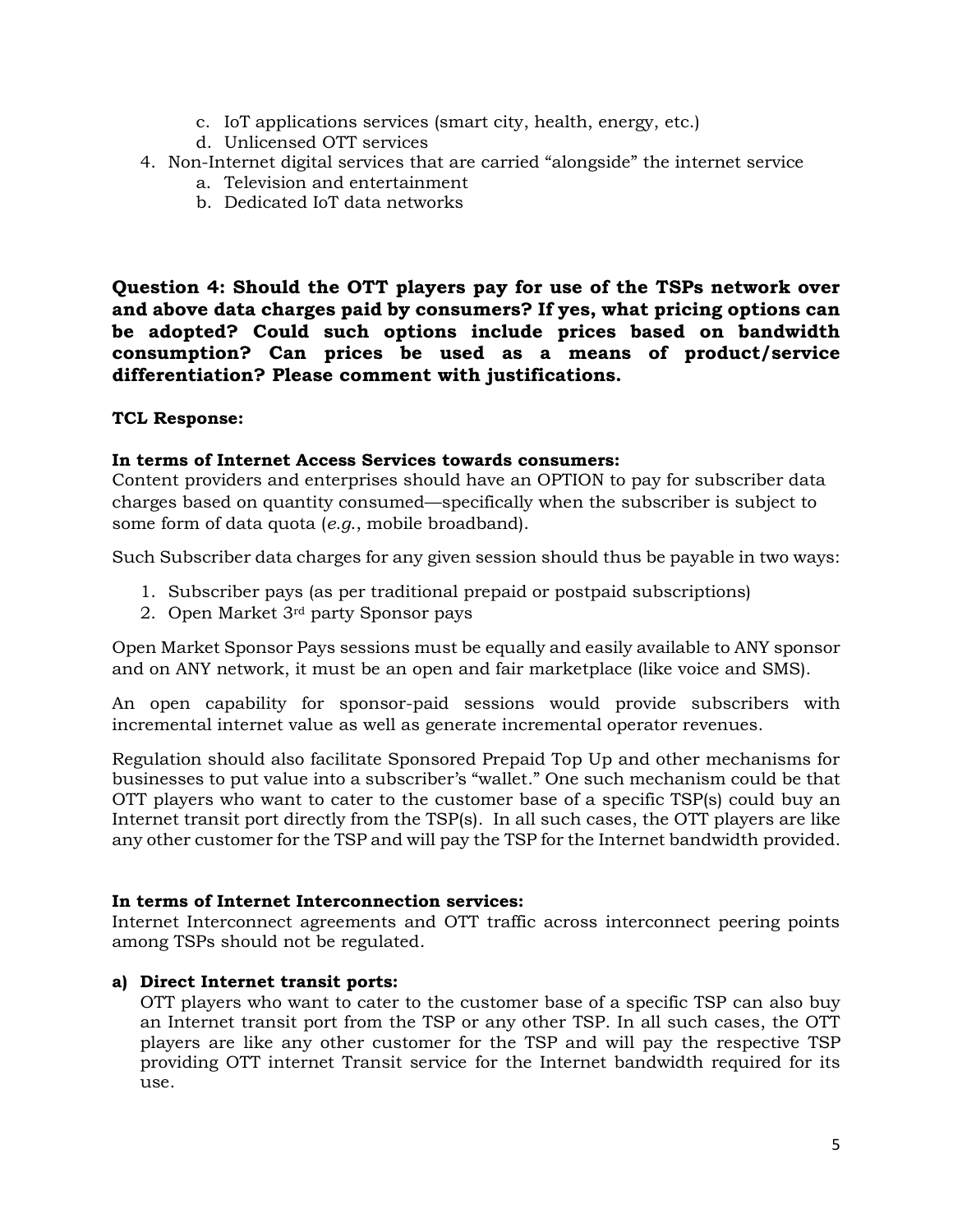c. IoT applications services (smart city, health, energy, etc.)
   d. Unlicensed OTT services
4. Non-Internet digital services that are carried "alongside" the internet service
   a. Television and entertainment
   b. Dedicated IoT data networks

**Question 4: Should the OTT players pay for use of the TSPs network over and above data charges paid by consumers? If yes, what pricing options can be adopted? Could such options include prices based on bandwidth consumption? Can prices be used as a means of product/service differentiation? Please comment with justifications.**

**TCL Response:**

**In terms of Internet Access Services towards consumers:**
Content providers and enterprises should have an OPTION to pay for subscriber data charges based on quantity consumed—specifically when the subscriber is subject to some form of data quota (*e.g.*, mobile broadband).

Such Subscriber data charges for any given session should thus be payable in two ways:

1. Subscriber pays (as per traditional prepaid or postpaid subscriptions)
2. Open Market 3rd party Sponsor pays

Open Market Sponsor Pays sessions must be equally and easily available to ANY sponsor and on ANY network, it must be an open and fair marketplace (like voice and SMS).

An open capability for sponsor-paid sessions would provide subscribers with incremental internet value as well as generate incremental operator revenues.

Regulation should also facilitate Sponsored Prepaid Top Up and other mechanisms for businesses to put value into a subscriber's "wallet." One such mechanism could be that OTT players who want to cater to the customer base of a specific TSP(s) could buy an Internet transit port directly from the TSP(s). In all such cases, the OTT players are like any other customer for the TSP and will pay the TSP for the Internet bandwidth provided.

**In terms of Internet Interconnection services:**
Internet Interconnect agreements and OTT traffic across interconnect peering points among TSPs should not be regulated.

**a) Direct Internet transit ports:**
OTT players who want to cater to the customer base of a specific TSP can also buy an Internet transit port from the TSP or any other TSP. In all such cases, the OTT players are like any other customer for the TSP and will pay the respective TSP providing OTT internet Transit service for the Internet bandwidth required for its use.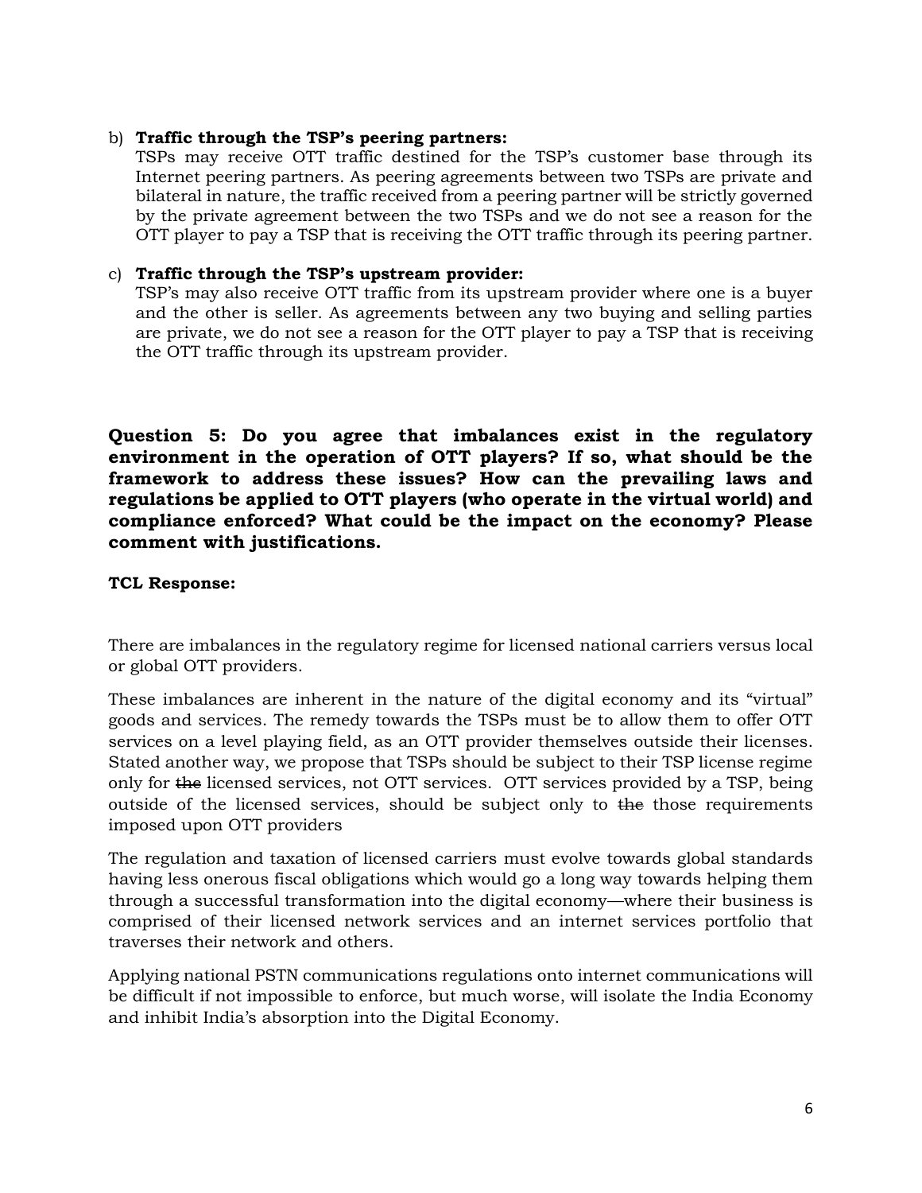b) **Traffic through the TSP's peering partners:**
   TSPs may receive OTT traffic destined for the TSP's customer base through its Internet peering partners. As peering agreements between two TSPs are private and bilateral in nature, the traffic received from a peering partner will be strictly governed by the private agreement between the two TSPs and we do not see a reason for the OTT player to pay a TSP that is receiving the OTT traffic through its peering partner.

c) **Traffic through the TSP's upstream provider:**
   TSP's may also receive OTT traffic from its upstream provider where one is a buyer and the other is seller. As agreements between any two buying and selling parties are private, we do not see a reason for the OTT player to pay a TSP that is receiving the OTT traffic through its upstream provider.

**Question 5: Do you agree that imbalances exist in the regulatory environment in the operation of OTT players? If so, what should be the framework to address these issues? How can the prevailing laws and regulations be applied to OTT players (who operate in the virtual world) and compliance enforced? What could be the impact on the economy? Please comment with justifications.**

**TCL Response:**

There are imbalances in the regulatory regime for licensed national carriers versus local or global OTT providers.

These imbalances are inherent in the nature of the digital economy and its "virtual" goods and services. The remedy towards the TSPs must be to allow them to offer OTT services on a level playing field, as an OTT provider themselves outside their licenses. Stated another way, we propose that TSPs should be subject to their TSP license regime only for ~~the~~ licensed services, not OTT services. OTT services provided by a TSP, being outside of the licensed services, should be subject only to ~~the~~ those requirements imposed upon OTT providers

The regulation and taxation of licensed carriers must evolve towards global standards having less onerous fiscal obligations which would go a long way towards helping them through a successful transformation into the digital economy—where their business is comprised of their licensed network services and an internet services portfolio that traverses their network and others.

Applying national PSTN communications regulations onto internet communications will be difficult if not impossible to enforce, but much worse, will isolate the India Economy and inhibit India's absorption into the Digital Economy.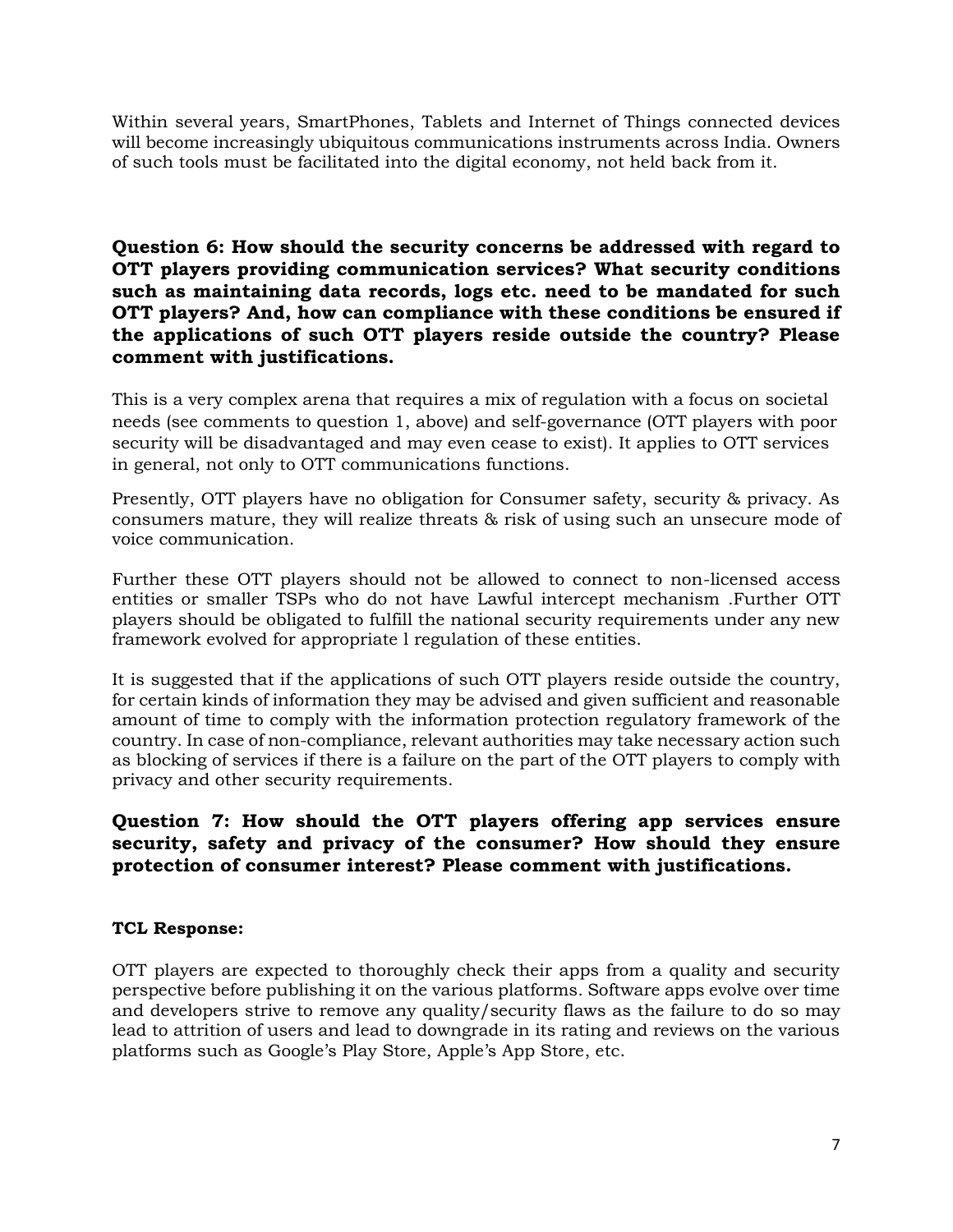Within several years, SmartPhones, Tablets and Internet of Things connected devices will become increasingly ubiquitous communications instruments across India. Owners of such tools must be facilitated into the digital economy, not held back from it.

**Question 6: How should the security concerns be addressed with regard to OTT players providing communication services? What security conditions such as maintaining data records, logs etc. need to be mandated for such OTT players? And, how can compliance with these conditions be ensured if the applications of such OTT players reside outside the country? Please comment with justifications.**

This is a very complex arena that requires a mix of regulation with a focus on societal needs (see comments to question 1, above) and self-governance (OTT players with poor security will be disadvantaged and may even cease to exist). It applies to OTT services in general, not only to OTT communications functions.

Presently, OTT players have no obligation for Consumer safety, security & privacy. As consumers mature, they will realize threats & risk of using such an unsecure mode of voice communication.

Further these OTT players should not be allowed to connect to non-licensed access entities or smaller TSPs who do not have Lawful intercept mechanism .Further OTT players should be obligated to fulfill the national security requirements under any new framework evolved for appropriate l regulation of these entities.

It is suggested that if the applications of such OTT players reside outside the country, for certain kinds of information they may be advised and given sufficient and reasonable amount of time to comply with the information protection regulatory framework of the country. In case of non-compliance, relevant authorities may take necessary action such as blocking of services if there is a failure on the part of the OTT players to comply with privacy and other security requirements.

**Question 7: How should the OTT players offering app services ensure security, safety and privacy of the consumer? How should they ensure protection of consumer interest? Please comment with justifications.**

**TCL Response:**

OTT players are expected to thoroughly check their apps from a quality and security perspective before publishing it on the various platforms. Software apps evolve over time and developers strive to remove any quality/security flaws as the failure to do so may lead to attrition of users and lead to downgrade in its rating and reviews on the various platforms such as Google's Play Store, Apple's App Store, etc.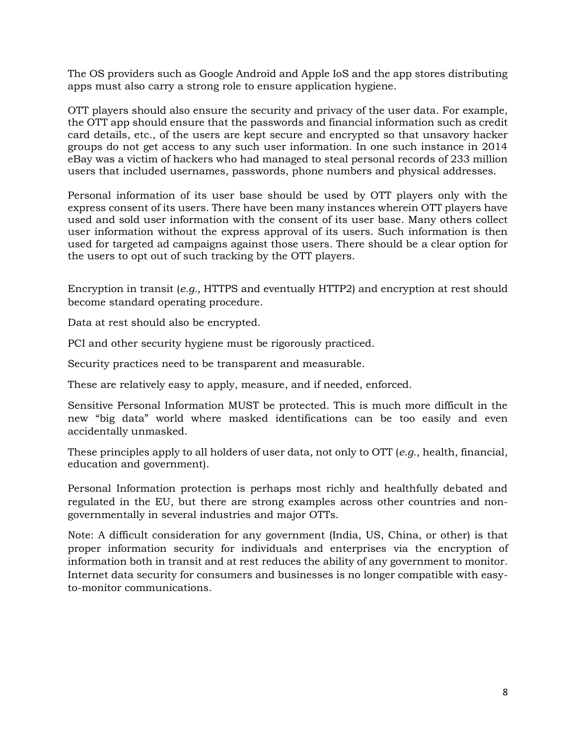The OS providers such as Google Android and Apple IoS and the app stores distributing apps must also carry a strong role to ensure application hygiene.

OTT players should also ensure the security and privacy of the user data. For example, the OTT app should ensure that the passwords and financial information such as credit card details, etc., of the users are kept secure and encrypted so that unsavory hacker groups do not get access to any such user information. In one such instance in 2014 eBay was a victim of hackers who had managed to steal personal records of 233 million users that included usernames, passwords, phone numbers and physical addresses.

Personal information of its user base should be used by OTT players only with the express consent of its users. There have been many instances wherein OTT players have used and sold user information with the consent of its user base. Many others collect user information without the express approval of its users. Such information is then used for targeted ad campaigns against those users. There should be a clear option for the users to opt out of such tracking by the OTT players.

Encryption in transit (*e.g.,* HTTPS and eventually HTTP2) and encryption at rest should become standard operating procedure.

Data at rest should also be encrypted.

PCI and other security hygiene must be rigorously practiced.

Security practices need to be transparent and measurable.

These are relatively easy to apply, measure, and if needed, enforced.

Sensitive Personal Information MUST be protected. This is much more difficult in the new "big data" world where masked identifications can be too easily and even accidentally unmasked.

These principles apply to all holders of user data, not only to OTT (*e.g.*, health, financial, education and government).

Personal Information protection is perhaps most richly and healthfully debated and regulated in the EU, but there are strong examples across other countries and non-governmentally in several industries and major OTTs.

Note: A difficult consideration for any government (India, US, China, or other) is that proper information security for individuals and enterprises via the encryption of information both in transit and at rest reduces the ability of any government to monitor. Internet data security for consumers and businesses is no longer compatible with easy-to-monitor communications.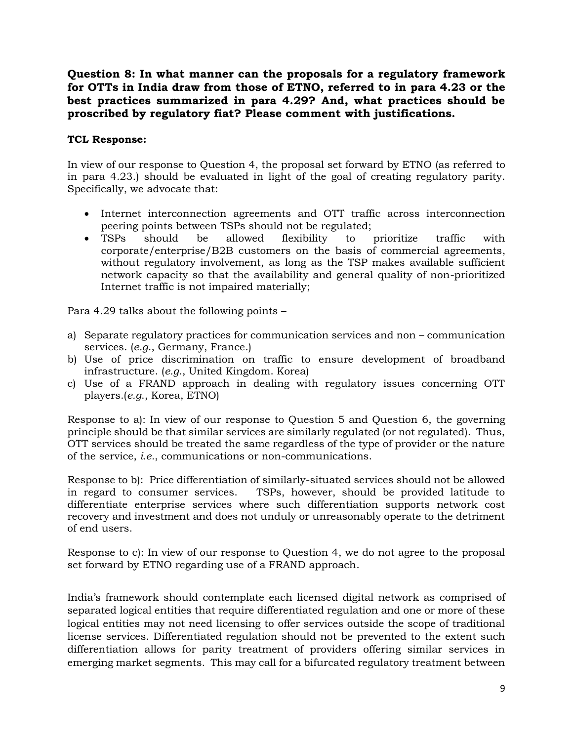**Question 8: In what manner can the proposals for a regulatory framework for OTTs in India draw from those of ETNO, referred to in para 4.23 or the best practices summarized in para 4.29? And, what practices should be proscribed by regulatory fiat? Please comment with justifications.**

**TCL Response:**

In view of our response to Question 4, the proposal set forward by ETNO (as referred to in para 4.23.) should be evaluated in light of the goal of creating regulatory parity. Specifically, we advocate that:

- Internet interconnection agreements and OTT traffic across interconnection peering points between TSPs should not be regulated;
- TSPs should be allowed flexibility to prioritize traffic with corporate/enterprise/B2B customers on the basis of commercial agreements, without regulatory involvement, as long as the TSP makes available sufficient network capacity so that the availability and general quality of non-prioritized Internet traffic is not impaired materially;

Para 4.29 talks about the following points –

a) Separate regulatory practices for communication services and non – communication services. (*e.g.*, Germany, France.)
b) Use of price discrimination on traffic to ensure development of broadband infrastructure. (*e.g.*, United Kingdom. Korea)
c) Use of a FRAND approach in dealing with regulatory issues concerning OTT players.(*e.g.*, Korea, ETNO)

Response to a): In view of our response to Question 5 and Question 6, the governing principle should be that similar services are similarly regulated (or not regulated). Thus, OTT services should be treated the same regardless of the type of provider or the nature of the service, *i.e.*, communications or non-communications.

Response to b): Price differentiation of similarly-situated services should not be allowed in regard to consumer services. TSPs, however, should be provided latitude to differentiate enterprise services where such differentiation supports network cost recovery and investment and does not unduly or unreasonably operate to the detriment of end users.

Response to c): In view of our response to Question 4, we do not agree to the proposal set forward by ETNO regarding use of a FRAND approach.

India's framework should contemplate each licensed digital network as comprised of separated logical entities that require differentiated regulation and one or more of these logical entities may not need licensing to offer services outside the scope of traditional license services. Differentiated regulation should not be prevented to the extent such differentiation allows for parity treatment of providers offering similar services in emerging market segments. This may call for a bifurcated regulatory treatment between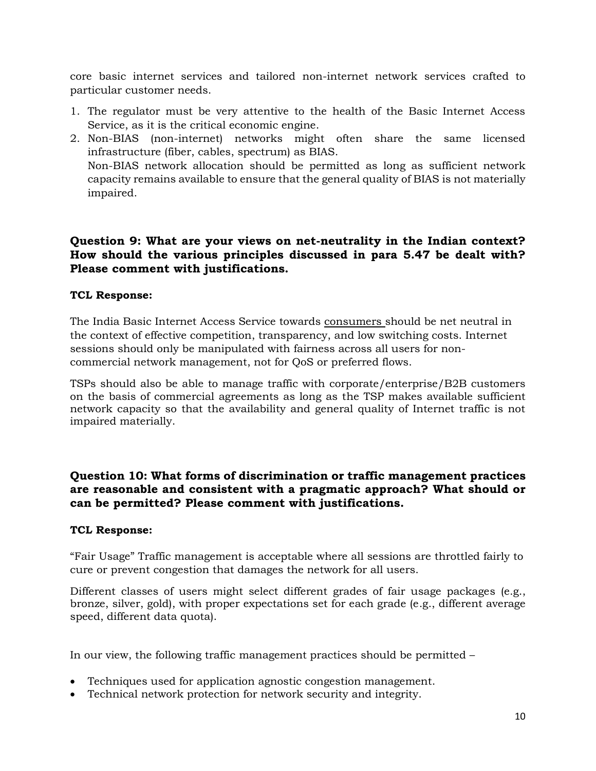core basic internet services and tailored non-internet network services crafted to particular customer needs.

1. The regulator must be very attentive to the health of the Basic Internet Access Service, as it is the critical economic engine.
2. Non-BIAS (non-internet) networks might often share the same licensed infrastructure (fiber, cables, spectrum) as BIAS.
   Non-BIAS network allocation should be permitted as long as sufficient network capacity remains available to ensure that the general quality of BIAS is not materially impaired.

**Question 9: What are your views on net-neutrality in the Indian context? How should the various principles discussed in para 5.47 be dealt with? Please comment with justifications.**

**TCL Response:**

The India Basic Internet Access Service towards consumers should be net neutral in the context of effective competition, transparency, and low switching costs. Internet sessions should only be manipulated with fairness across all users for non-commercial network management, not for QoS or preferred flows.

TSPs should also be able to manage traffic with corporate/enterprise/B2B customers on the basis of commercial agreements as long as the TSP makes available sufficient network capacity so that the availability and general quality of Internet traffic is not impaired materially.

**Question 10: What forms of discrimination or traffic management practices are reasonable and consistent with a pragmatic approach? What should or can be permitted? Please comment with justifications.**

**TCL Response:**

"Fair Usage" Traffic management is acceptable where all sessions are throttled fairly to cure or prevent congestion that damages the network for all users.

Different classes of users might select different grades of fair usage packages (e.g., bronze, silver, gold), with proper expectations set for each grade (e.g., different average speed, different data quota).

In our view, the following traffic management practices should be permitted –

- Techniques used for application agnostic congestion management.
- Technical network protection for network security and integrity.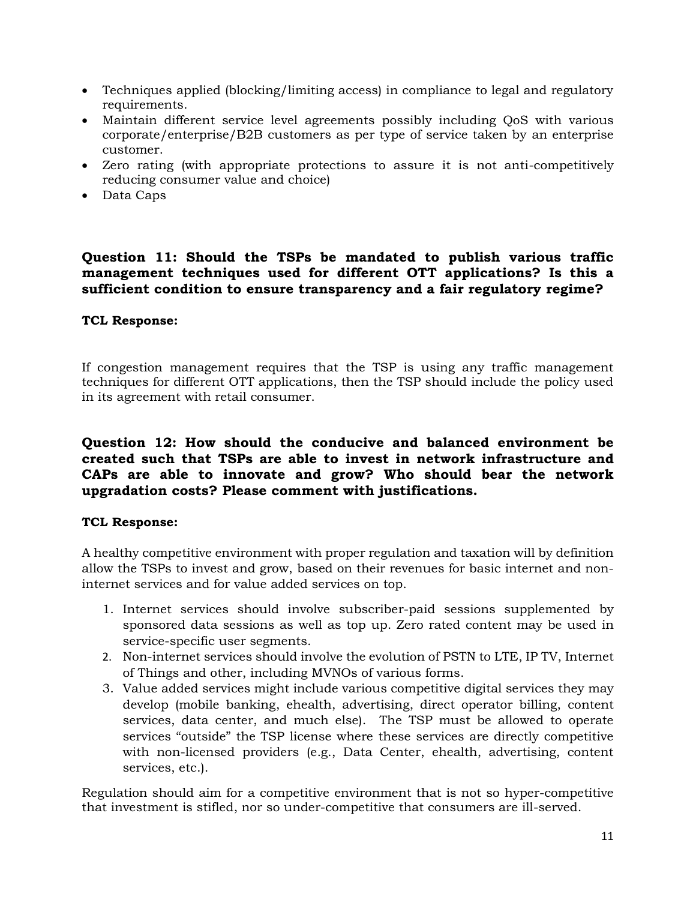- Techniques applied (blocking/limiting access) in compliance to legal and regulatory requirements.
- Maintain different service level agreements possibly including QoS with various corporate/enterprise/B2B customers as per type of service taken by an enterprise customer.
- Zero rating (with appropriate protections to assure it is not anti-competitively reducing consumer value and choice)
- Data Caps

### Question 11: Should the TSPs be mandated to publish various traffic management techniques used for different OTT applications? Is this a sufficient condition to ensure transparency and a fair regulatory regime?

**TCL Response:**

If congestion management requires that the TSP is using any traffic management techniques for different OTT applications, then the TSP should include the policy used in its agreement with retail consumer.

### Question 12: How should the conducive and balanced environment be created such that TSPs are able to invest in network infrastructure and CAPs are able to innovate and grow? Who should bear the network upgradation costs? Please comment with justifications.

**TCL Response:**

A healthy competitive environment with proper regulation and taxation will by definition allow the TSPs to invest and grow, based on their revenues for basic internet and non-internet services and for value added services on top.

1. Internet services should involve subscriber-paid sessions supplemented by sponsored data sessions as well as top up. Zero rated content may be used in service-specific user segments.
2. Non-internet services should involve the evolution of PSTN to LTE, IP TV, Internet of Things and other, including MVNOs of various forms.
3. Value added services might include various competitive digital services they may develop (mobile banking, ehealth, advertising, direct operator billing, content services, data center, and much else). The TSP must be allowed to operate services "outside" the TSP license where these services are directly competitive with non-licensed providers (e.g., Data Center, ehealth, advertising, content services, etc.).

Regulation should aim for a competitive environment that is not so hyper-competitive that investment is stifled, nor so under-competitive that consumers are ill-served.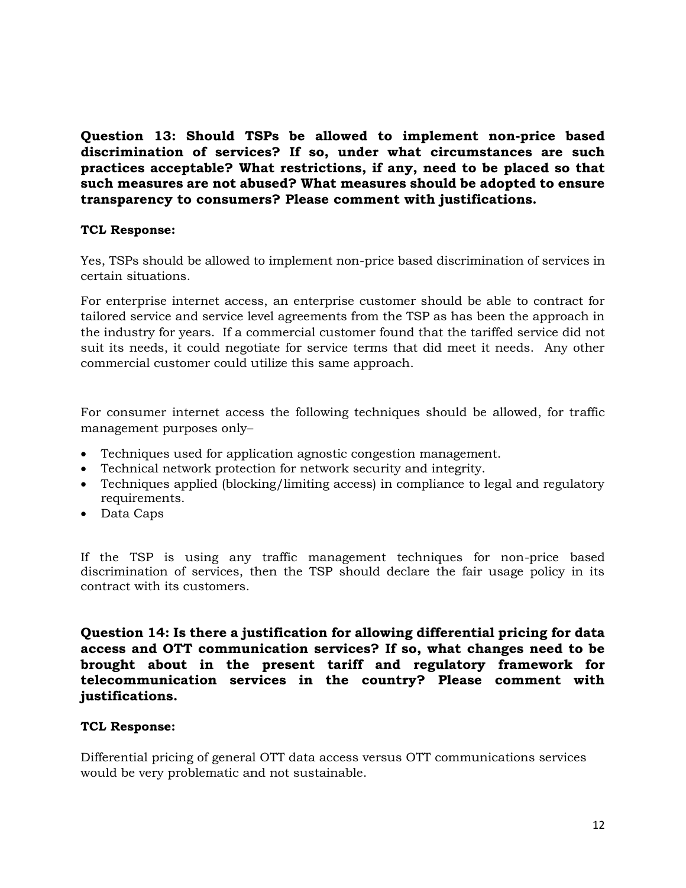**Question 13: Should TSPs be allowed to implement non-price based discrimination of services? If so, under what circumstances are such practices acceptable? What restrictions, if any, need to be placed so that such measures are not abused? What measures should be adopted to ensure transparency to consumers? Please comment with justifications.**

**TCL Response:**

Yes, TSPs should be allowed to implement non-price based discrimination of services in certain situations.

For enterprise internet access, an enterprise customer should be able to contract for tailored service and service level agreements from the TSP as has been the approach in the industry for years. If a commercial customer found that the tariffed service did not suit its needs, it could negotiate for service terms that did meet it needs. Any other commercial customer could utilize this same approach.

For consumer internet access the following techniques should be allowed, for traffic management purposes only–

- Techniques used for application agnostic congestion management.
- Technical network protection for network security and integrity.
- Techniques applied (blocking/limiting access) in compliance to legal and regulatory requirements.
- Data Caps

If the TSP is using any traffic management techniques for non-price based discrimination of services, then the TSP should declare the fair usage policy in its contract with its customers.

**Question 14: Is there a justification for allowing differential pricing for data access and OTT communication services? If so, what changes need to be brought about in the present tariff and regulatory framework for telecommunication services in the country? Please comment with justifications.**

**TCL Response:**

Differential pricing of general OTT data access versus OTT communications services would be very problematic and not sustainable.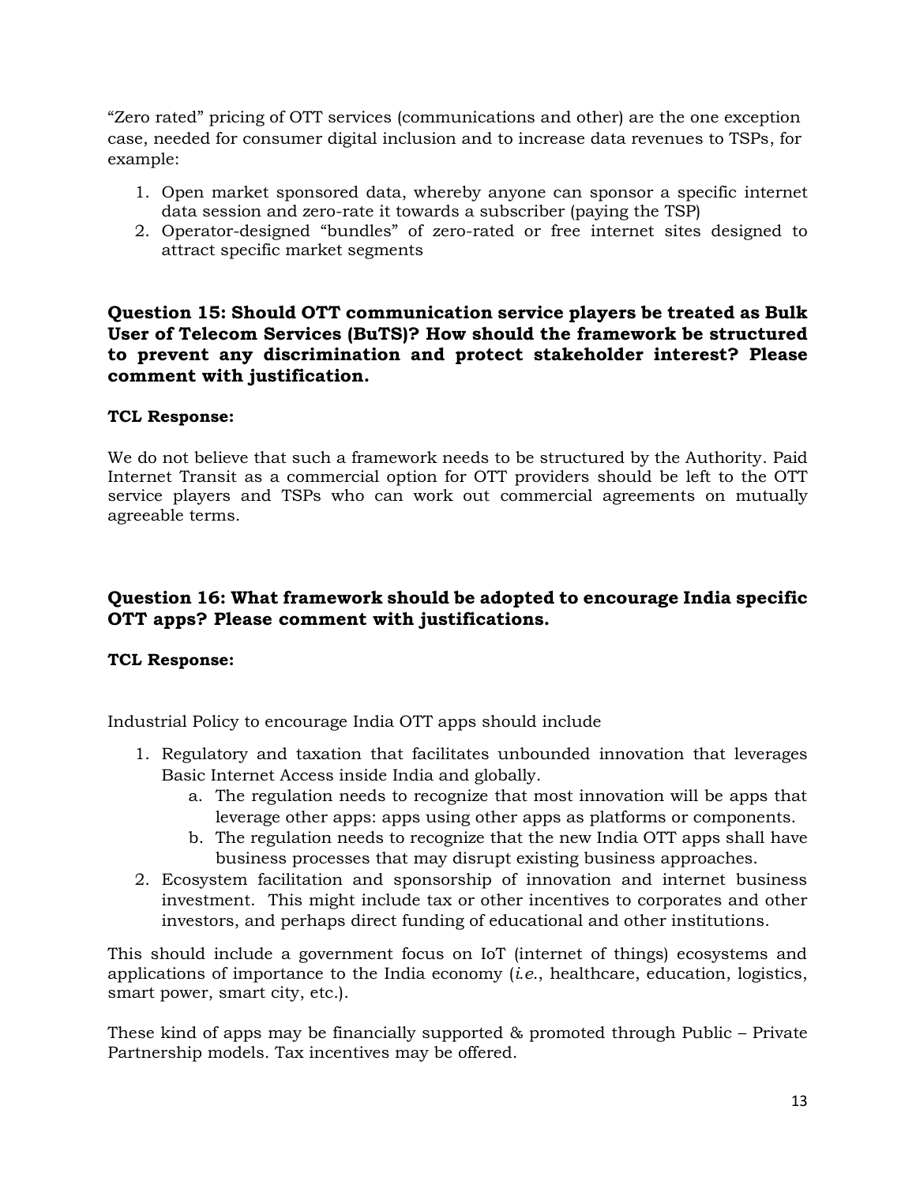"Zero rated" pricing of OTT services (communications and other) are the one exception case, needed for consumer digital inclusion and to increase data revenues to TSPs, for example:

1. Open market sponsored data, whereby anyone can sponsor a specific internet data session and zero-rate it towards a subscriber (paying the TSP)
2. Operator-designed "bundles" of zero-rated or free internet sites designed to attract specific market segments

### Question 15: Should OTT communication service players be treated as Bulk User of Telecom Services (BuTS)? How should the framework be structured to prevent any discrimination and protect stakeholder interest? Please comment with justification.

**TCL Response:**

We do not believe that such a framework needs to be structured by the Authority. Paid Internet Transit as a commercial option for OTT providers should be left to the OTT service players and TSPs who can work out commercial agreements on mutually agreeable terms.

### Question 16: What framework should be adopted to encourage India specific OTT apps? Please comment with justifications.

**TCL Response:**

Industrial Policy to encourage India OTT apps should include

1. Regulatory and taxation that facilitates unbounded innovation that leverages Basic Internet Access inside India and globally.
   a. The regulation needs to recognize that most innovation will be apps that leverage other apps: apps using other apps as platforms or components.
   b. The regulation needs to recognize that the new India OTT apps shall have business processes that may disrupt existing business approaches.
2. Ecosystem facilitation and sponsorship of innovation and internet business investment. This might include tax or other incentives to corporates and other investors, and perhaps direct funding of educational and other institutions.

This should include a government focus on IoT (internet of things) ecosystems and applications of importance to the India economy (*i.e.*, healthcare, education, logistics, smart power, smart city, etc.).

These kind of apps may be financially supported & promoted through Public – Private Partnership models. Tax incentives may be offered.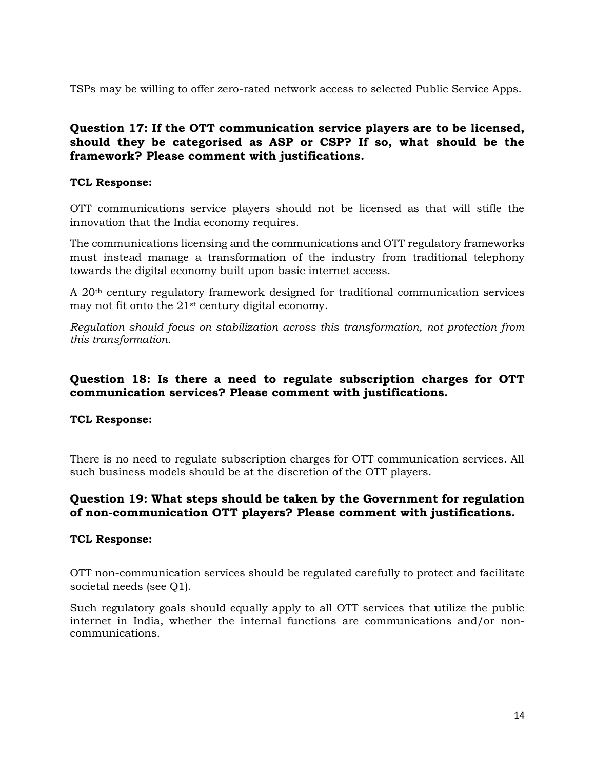TSPs may be willing to offer zero-rated network access to selected Public Service Apps.

### Question 17: If the OTT communication service players are to be licensed, should they be categorised as ASP or CSP? If so, what should be the framework? Please comment with justifications.

**TCL Response:**

OTT communications service players should not be licensed as that will stifle the innovation that the India economy requires.

The communications licensing and the communications and OTT regulatory frameworks must instead manage a transformation of the industry from traditional telephony towards the digital economy built upon basic internet access.

A 20th century regulatory framework designed for traditional communication services may not fit onto the 21st century digital economy.

*Regulation should focus on stabilization across this transformation, not protection from this transformation.*

### Question 18: Is there a need to regulate subscription charges for OTT communication services? Please comment with justifications.

**TCL Response:**

There is no need to regulate subscription charges for OTT communication services. All such business models should be at the discretion of the OTT players.

### Question 19: What steps should be taken by the Government for regulation of non-communication OTT players? Please comment with justifications.

**TCL Response:**

OTT non-communication services should be regulated carefully to protect and facilitate societal needs (see Q1).

Such regulatory goals should equally apply to all OTT services that utilize the public internet in India, whether the internal functions are communications and/or non-communications.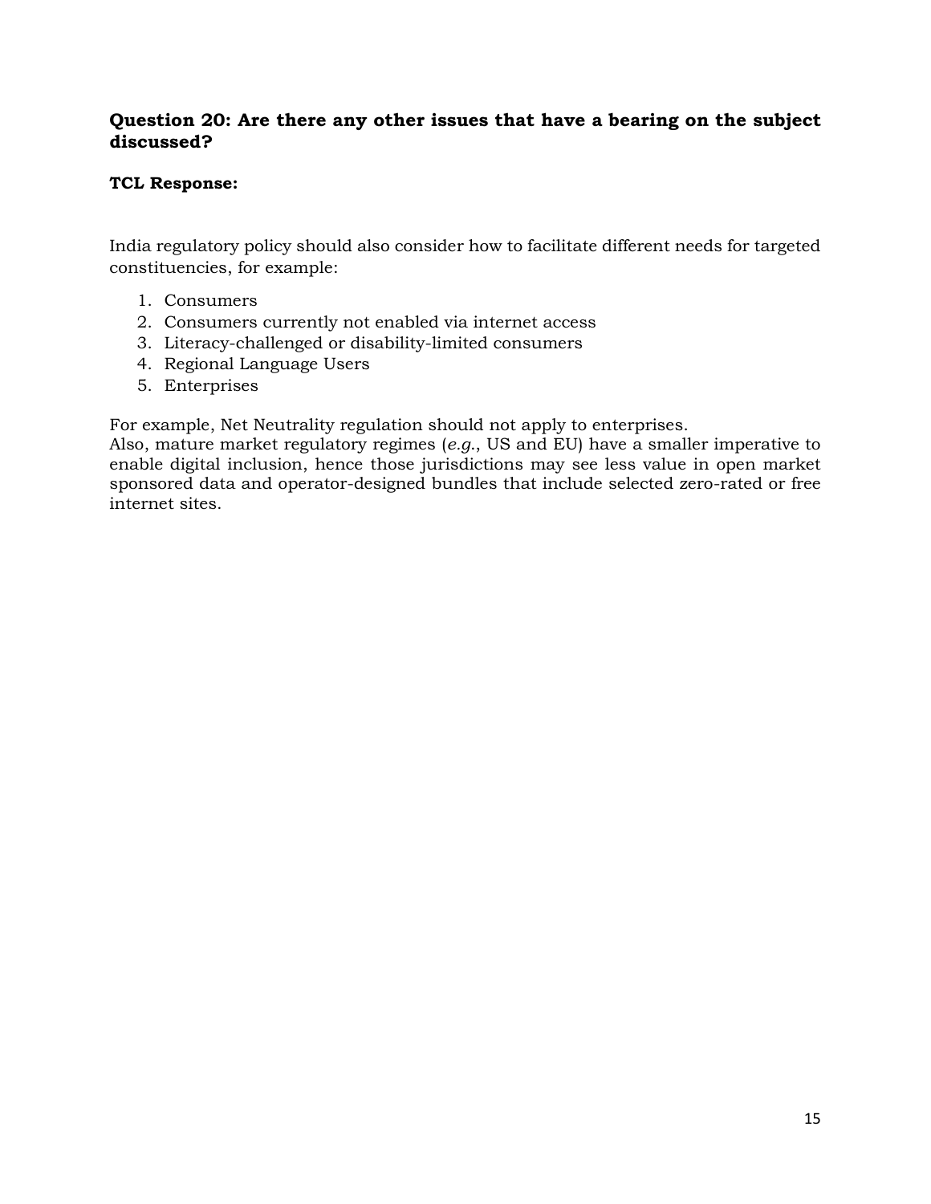### Question 20: Are there any other issues that have a bearing on the subject discussed?

**TCL Response:**

India regulatory policy should also consider how to facilitate different needs for targeted constituencies, for example:

1. Consumers
2. Consumers currently not enabled via internet access
3. Literacy-challenged or disability-limited consumers
4. Regional Language Users
5. Enterprises

For example, Net Neutrality regulation should not apply to enterprises.
Also, mature market regulatory regimes (*e.g.*, US and EU) have a smaller imperative to enable digital inclusion, hence those jurisdictions may see less value in open market sponsored data and operator-designed bundles that include selected zero-rated or free internet sites.